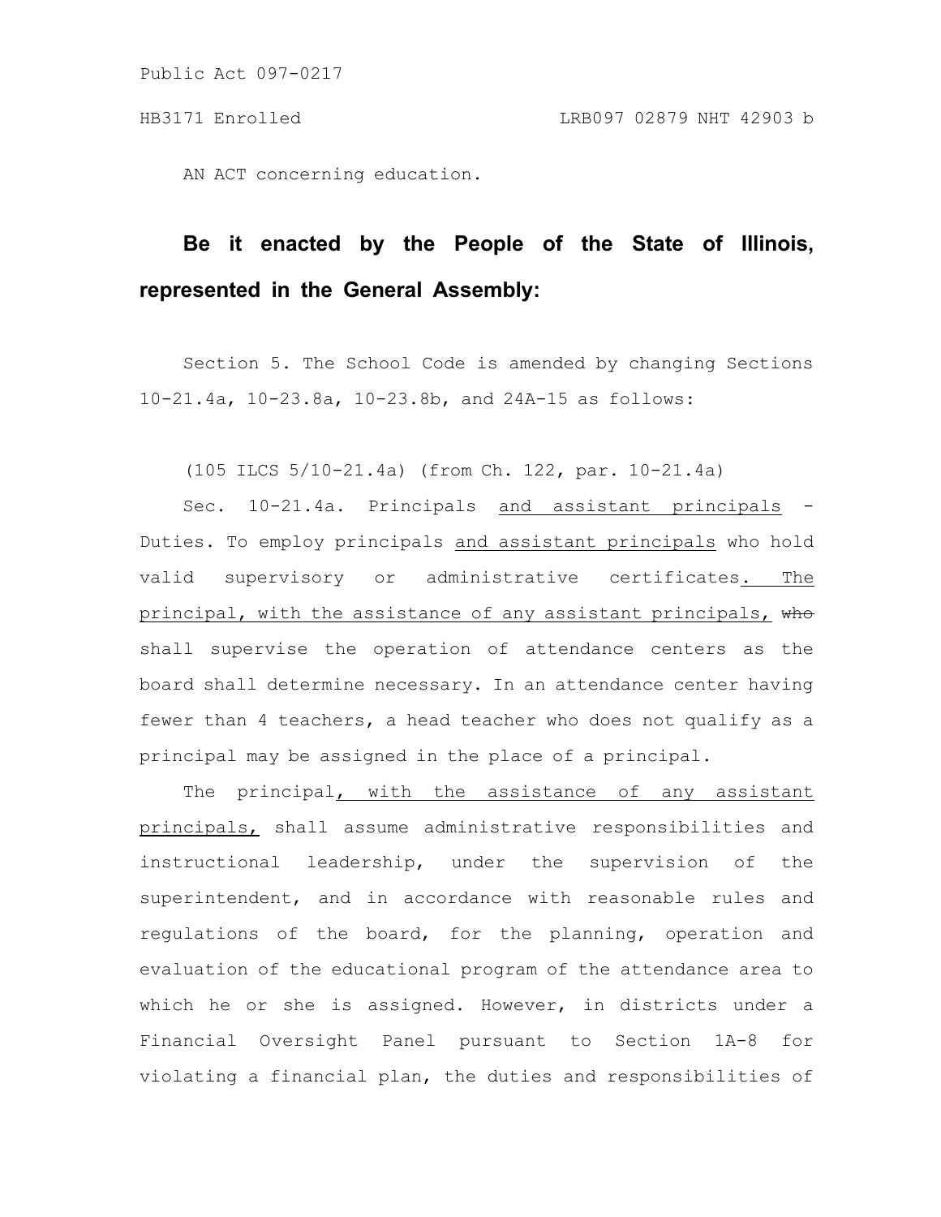Public Act 097-0217

HB3171 Enrolled LRB097 02879 NHT 42903 b

AN ACT concerning education.

**Be it enacted by the People of the State of Illinois, represented in the General Assembly:**

Section 5. The School Code is amended by changing Sections 10-21.4a, 10-23.8a, 10-23.8b, and 24A-15 as follows:

(105 ILCS 5/10-21.4a) (from Ch. 122, par. 10-21.4a)

Sec. 10-21.4a. Principals <u>and assistant principals</u> - Duties. To employ principals <u>and assistant principals</u> who hold valid supervisory or administrative certificates<u>. The principal, with the assistance of any assistant principals,</u> ~~who~~ shall supervise the operation of attendance centers as the board shall determine necessary. In an attendance center having fewer than 4 teachers, a head teacher who does not qualify as a principal may be assigned in the place of a principal.

The principal<u>, with the assistance of any assistant principals,</u> shall assume administrative responsibilities and instructional leadership, under the supervision of the superintendent, and in accordance with reasonable rules and regulations of the board, for the planning, operation and evaluation of the educational program of the attendance area to which he or she is assigned. However, in districts under a Financial Oversight Panel pursuant to Section 1A-8 for violating a financial plan, the duties and responsibilities of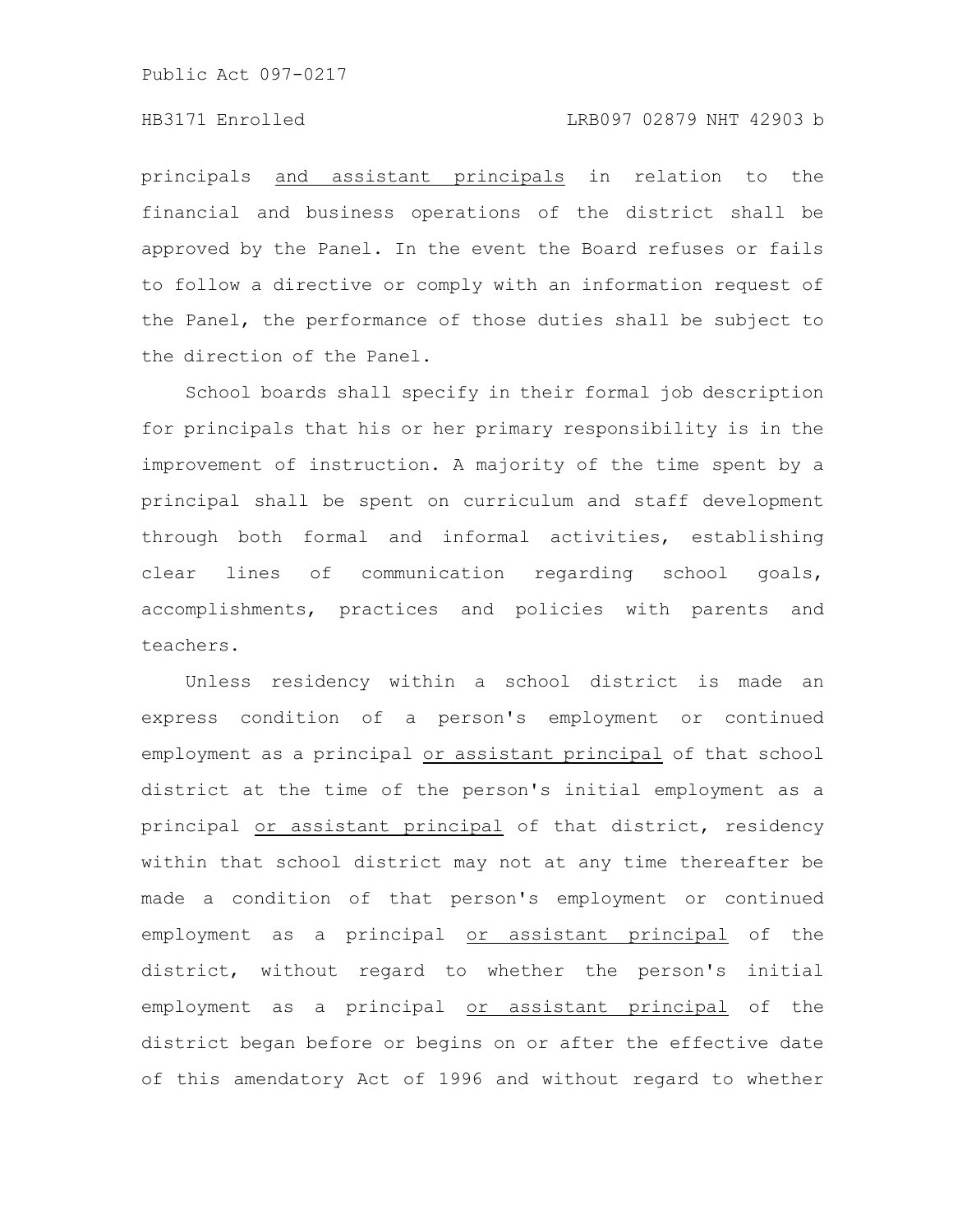principals <u>and assistant principals</u> in relation to the financial and business operations of the district shall be approved by the Panel. In the event the Board refuses or fails to follow a directive or comply with an information request of the Panel, the performance of those duties shall be subject to the direction of the Panel.

School boards shall specify in their formal job description for principals that his or her primary responsibility is in the improvement of instruction. A majority of the time spent by a principal shall be spent on curriculum and staff development through both formal and informal activities, establishing clear lines of communication regarding school goals, accomplishments, practices and policies with parents and teachers.

Unless residency within a school district is made an express condition of a person's employment or continued employment as a principal <u>or assistant principal</u> of that school district at the time of the person's initial employment as a principal <u>or assistant principal</u> of that district, residency within that school district may not at any time thereafter be made a condition of that person's employment or continued employment as a principal <u>or assistant principal</u> of the district, without regard to whether the person's initial employment as a principal <u>or assistant principal</u> of the district began before or begins on or after the effective date of this amendatory Act of 1996 and without regard to whether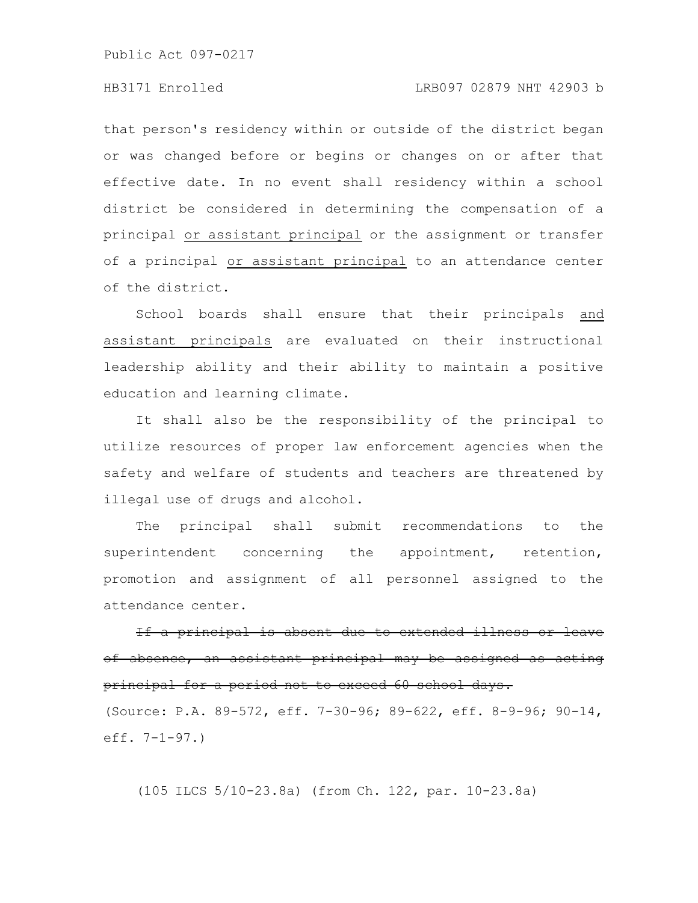that person's residency within or outside of the district began or was changed before or begins or changes on or after that effective date. In no event shall residency within a school district be considered in determining the compensation of a principal <u>or assistant principal</u> or the assignment or transfer of a principal <u>or assistant principal</u> to an attendance center of the district.

School boards shall ensure that their principals <u>and assistant principals</u> are evaluated on their instructional leadership ability and their ability to maintain a positive education and learning climate.

It shall also be the responsibility of the principal to utilize resources of proper law enforcement agencies when the safety and welfare of students and teachers are threatened by illegal use of drugs and alcohol.

The principal shall submit recommendations to the superintendent concerning the appointment, retention, promotion and assignment of all personnel assigned to the attendance center.

~~If a principal is absent due to extended illness or leave of absence, an assistant principal may be assigned as acting principal for a period not to exceed 60 school days.~~

(Source: P.A. 89-572, eff. 7-30-96; 89-622, eff. 8-9-96; 90-14, eff. 7-1-97.)

(105 ILCS 5/10-23.8a) (from Ch. 122, par. 10-23.8a)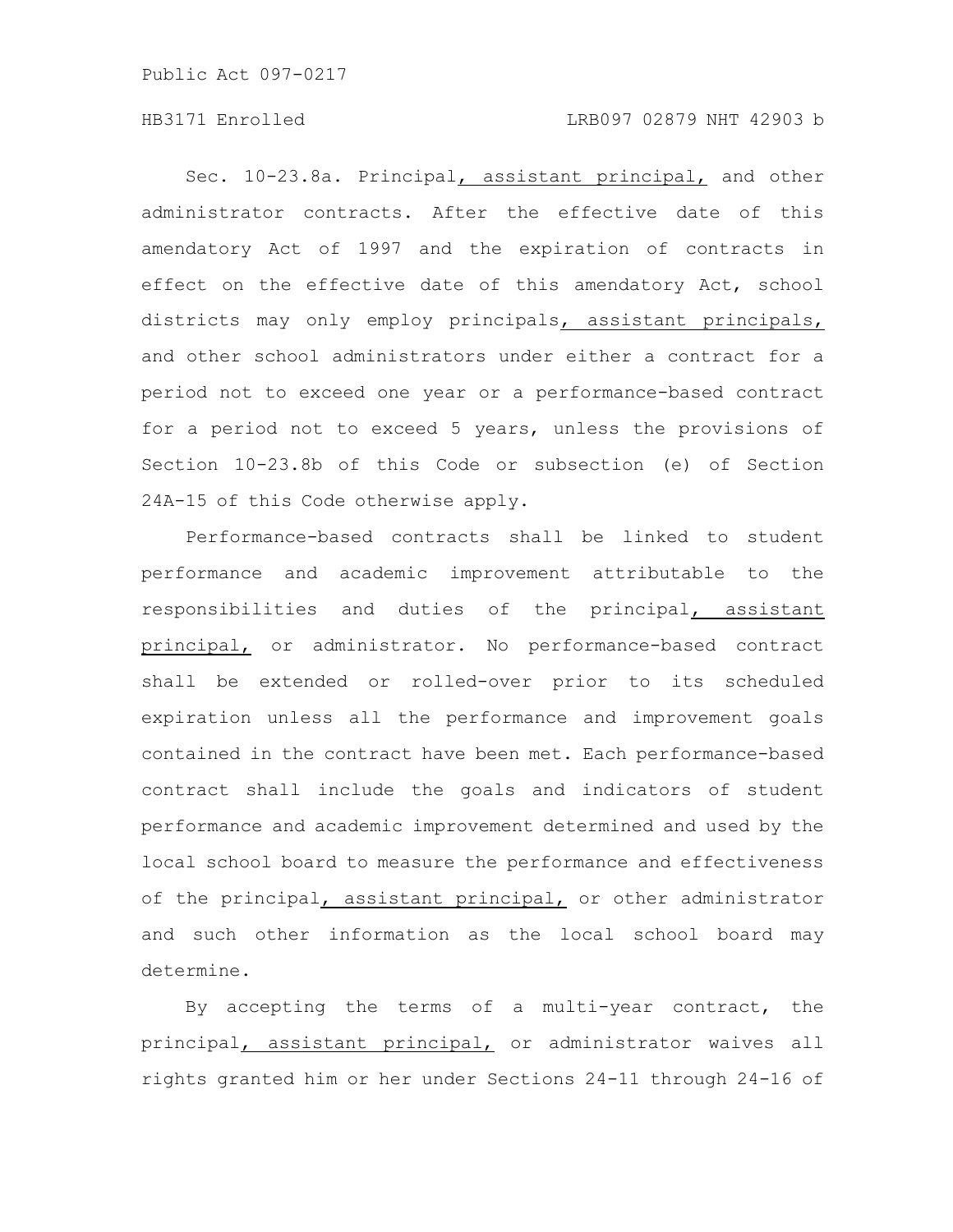Sec. 10-23.8a. Principal, assistant principal, and other administrator contracts. After the effective date of this amendatory Act of 1997 and the expiration of contracts in effect on the effective date of this amendatory Act, school districts may only employ principals, assistant principals, and other school administrators under either a contract for a period not to exceed one year or a performance-based contract for a period not to exceed 5 years, unless the provisions of Section 10-23.8b of this Code or subsection (e) of Section 24A-15 of this Code otherwise apply.

Performance-based contracts shall be linked to student performance and academic improvement attributable to the responsibilities and duties of the principal, assistant principal, or administrator. No performance-based contract shall be extended or rolled-over prior to its scheduled expiration unless all the performance and improvement goals contained in the contract have been met. Each performance-based contract shall include the goals and indicators of student performance and academic improvement determined and used by the local school board to measure the performance and effectiveness of the principal, assistant principal, or other administrator and such other information as the local school board may determine.

By accepting the terms of a multi-year contract, the principal, assistant principal, or administrator waives all rights granted him or her under Sections 24-11 through 24-16 of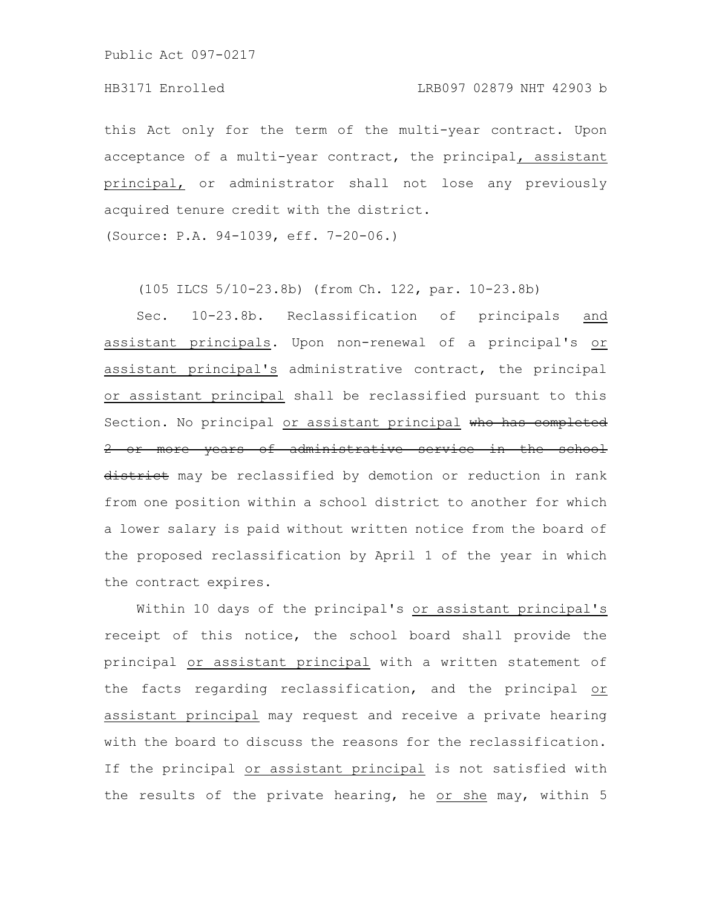this Act only for the term of the multi-year contract. Upon acceptance of a multi-year contract, the principal<u>, assistant principal,</u> or administrator shall not lose any previously acquired tenure credit with the district.

(Source: P.A. 94-1039, eff. 7-20-06.)

(105 ILCS 5/10-23.8b) (from Ch. 122, par. 10-23.8b)

Sec. 10-23.8b. Reclassification of principals <u>and assistant principals</u>. Upon non-renewal of a principal's <u>or assistant principal's</u> administrative contract, the principal <u>or assistant principal</u> shall be reclassified pursuant to this Section. No principal <u>or assistant principal</u> ~~who has completed 2 or more years of administrative service in the school district~~ may be reclassified by demotion or reduction in rank from one position within a school district to another for which a lower salary is paid without written notice from the board of the proposed reclassification by April 1 of the year in which the contract expires.

Within 10 days of the principal's <u>or assistant principal's</u> receipt of this notice, the school board shall provide the principal <u>or assistant principal</u> with a written statement of the facts regarding reclassification, and the principal <u>or assistant principal</u> may request and receive a private hearing with the board to discuss the reasons for the reclassification. If the principal <u>or assistant principal</u> is not satisfied with the results of the private hearing, he <u>or she</u> may, within 5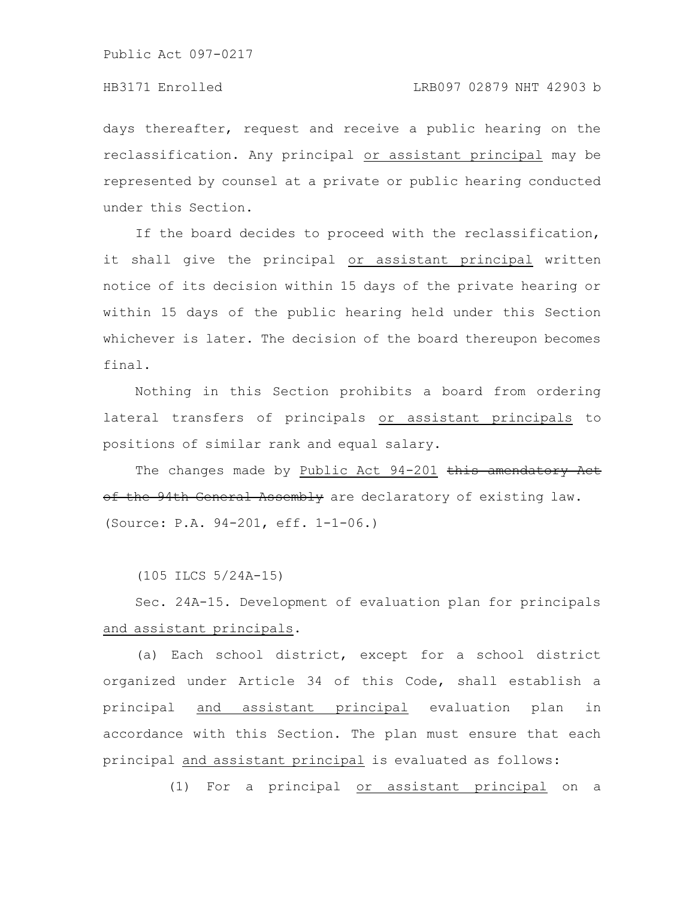days thereafter, request and receive a public hearing on the reclassification. Any principal <u>or assistant principal</u> may be represented by counsel at a private or public hearing conducted under this Section.

If the board decides to proceed with the reclassification, it shall give the principal <u>or assistant principal</u> written notice of its decision within 15 days of the private hearing or within 15 days of the public hearing held under this Section whichever is later. The decision of the board thereupon becomes final.

Nothing in this Section prohibits a board from ordering lateral transfers of principals <u>or assistant principals</u> to positions of similar rank and equal salary.

The changes made by <u>Public Act 94-201</u> ~~this amendatory Act of the 94th General Assembly~~ are declaratory of existing law.
(Source: P.A. 94-201, eff. 1-1-06.)

(105 ILCS 5/24A-15)

Sec. 24A-15. Development of evaluation plan for principals <u>and assistant principals</u>.

(a) Each school district, except for a school district organized under Article 34 of this Code, shall establish a principal <u>and assistant principal</u> evaluation plan in accordance with this Section. The plan must ensure that each principal <u>and assistant principal</u> is evaluated as follows:

(1) For a principal <u>or assistant principal</u> on a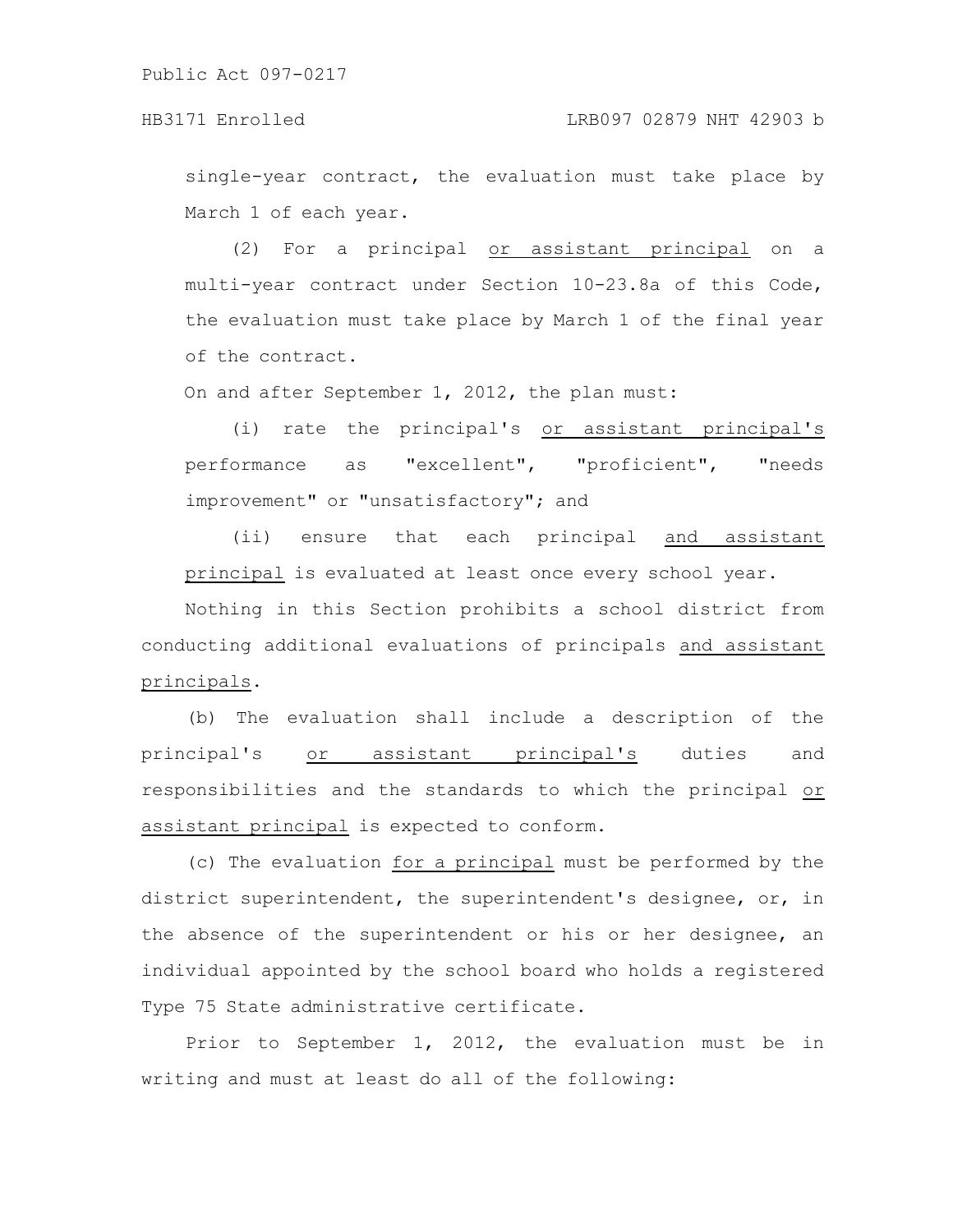single-year contract, the evaluation must take place by March 1 of each year.

(2) For a principal <u>or assistant principal</u> on a multi-year contract under Section 10-23.8a of this Code, the evaluation must take place by March 1 of the final year of the contract.

On and after September 1, 2012, the plan must:

(i) rate the principal's <u>or assistant principal's</u> performance as "excellent", "proficient", "needs improvement" or "unsatisfactory"; and

(ii) ensure that each principal <u>and assistant principal</u> is evaluated at least once every school year.

Nothing in this Section prohibits a school district from conducting additional evaluations of principals <u>and assistant principals</u>.

(b) The evaluation shall include a description of the principal's <u>or assistant principal's</u> duties and responsibilities and the standards to which the principal <u>or assistant principal</u> is expected to conform.

(c) The evaluation <u>for a principal</u> must be performed by the district superintendent, the superintendent's designee, or, in the absence of the superintendent or his or her designee, an individual appointed by the school board who holds a registered Type 75 State administrative certificate.

Prior to September 1, 2012, the evaluation must be in writing and must at least do all of the following: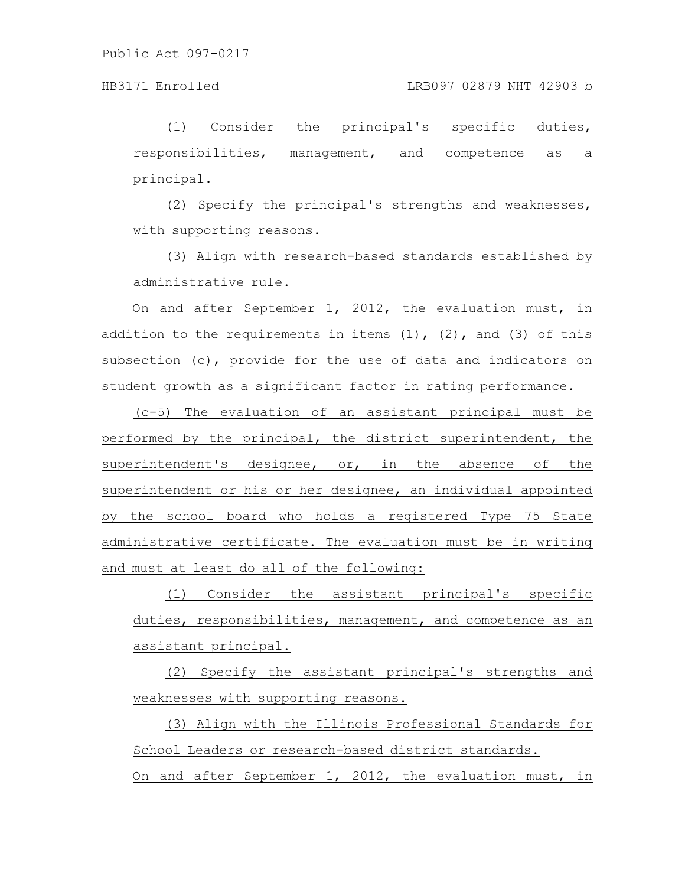(1) Consider the principal's specific duties, responsibilities, management, and competence as a principal.

(2) Specify the principal's strengths and weaknesses, with supporting reasons.

(3) Align with research-based standards established by administrative rule.

On and after September 1, 2012, the evaluation must, in addition to the requirements in items (1), (2), and (3) of this subsection (c), provide for the use of data and indicators on student growth as a significant factor in rating performance.

<u>(c-5) The evaluation of an assistant principal must be performed by the principal, the district superintendent, the superintendent's designee, or, in the absence of the superintendent or his or her designee, an individual appointed by the school board who holds a registered Type 75 State administrative certificate. The evaluation must be in writing and must at least do all of the following:</u>

<u>(1) Consider the assistant principal's specific duties, responsibilities, management, and competence as an assistant principal.</u>

<u>(2) Specify the assistant principal's strengths and weaknesses with supporting reasons.</u>

<u>(3) Align with the Illinois Professional Standards for School Leaders or research-based district standards.</u>

<u>On and after September 1, 2012, the evaluation must, in</u>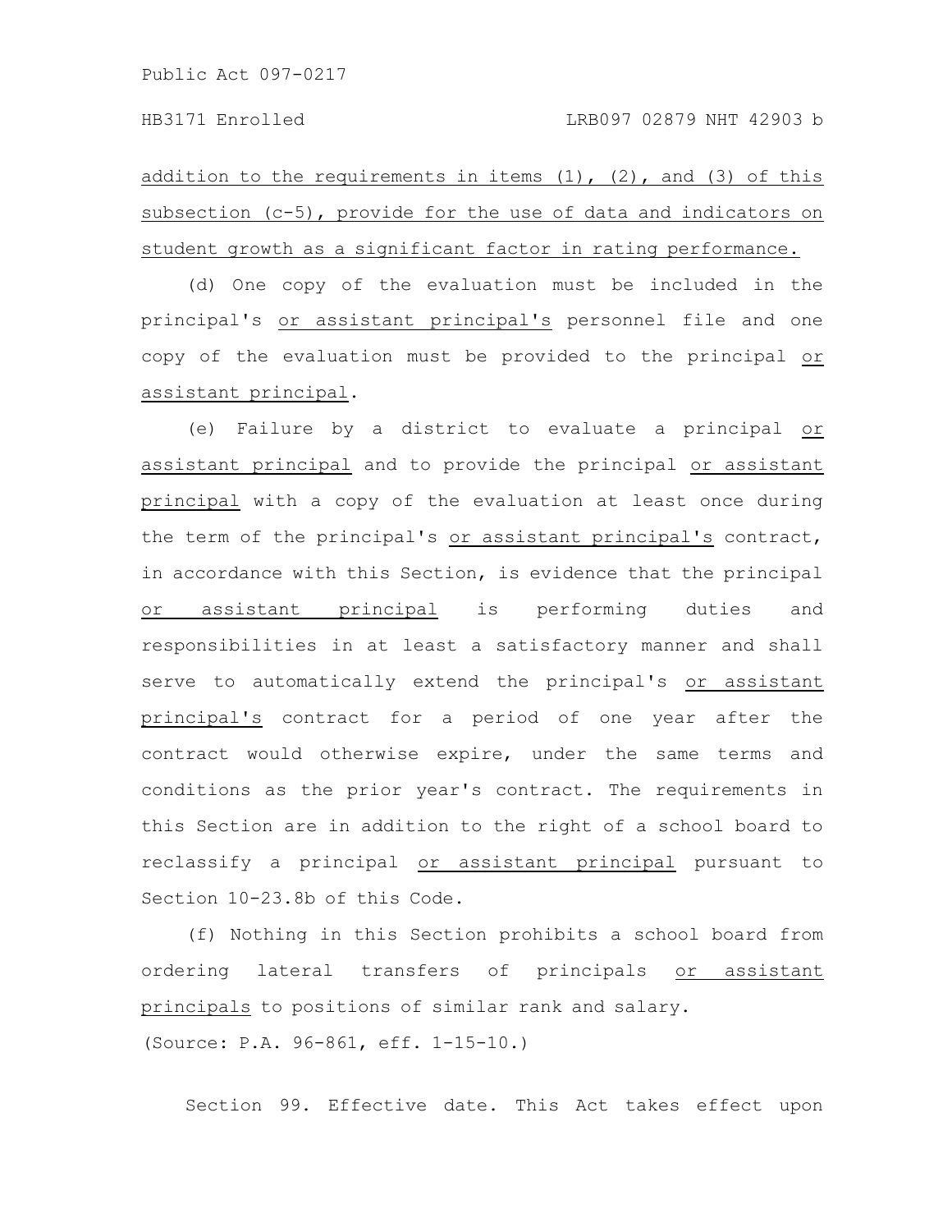addition to the requirements in items (1), (2), and (3) of this subsection (c-5), provide for the use of data and indicators on student growth as a significant factor in rating performance.

(d) One copy of the evaluation must be included in the principal's or assistant principal's personnel file and one copy of the evaluation must be provided to the principal or assistant principal.

(e) Failure by a district to evaluate a principal or assistant principal and to provide the principal or assistant principal with a copy of the evaluation at least once during the term of the principal's or assistant principal's contract, in accordance with this Section, is evidence that the principal or assistant principal is performing duties and responsibilities in at least a satisfactory manner and shall serve to automatically extend the principal's or assistant principal's contract for a period of one year after the contract would otherwise expire, under the same terms and conditions as the prior year's contract. The requirements in this Section are in addition to the right of a school board to reclassify a principal or assistant principal pursuant to Section 10-23.8b of this Code.

(f) Nothing in this Section prohibits a school board from ordering lateral transfers of principals or assistant principals to positions of similar rank and salary.

(Source: P.A. 96-861, eff. 1-15-10.)

Section 99. Effective date. This Act takes effect upon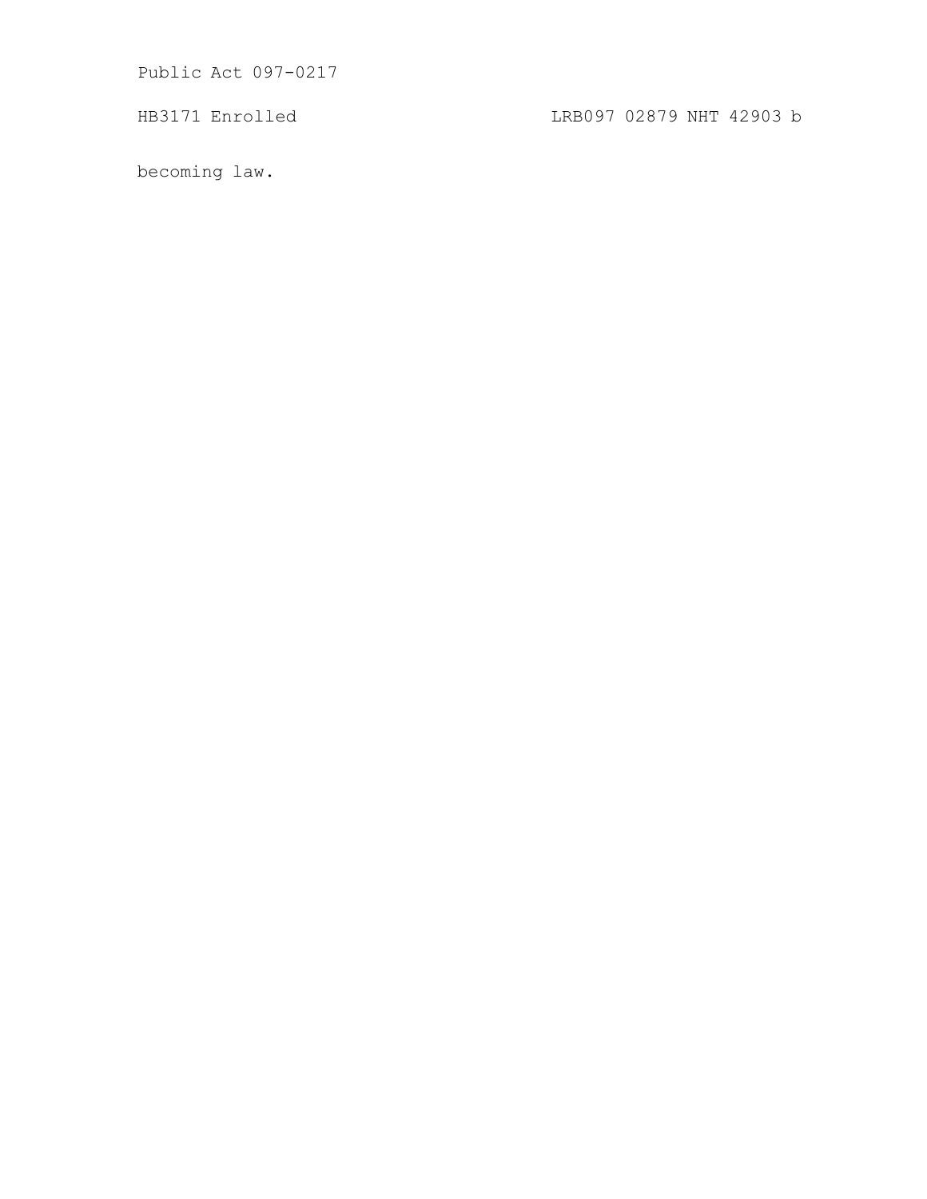becoming law.